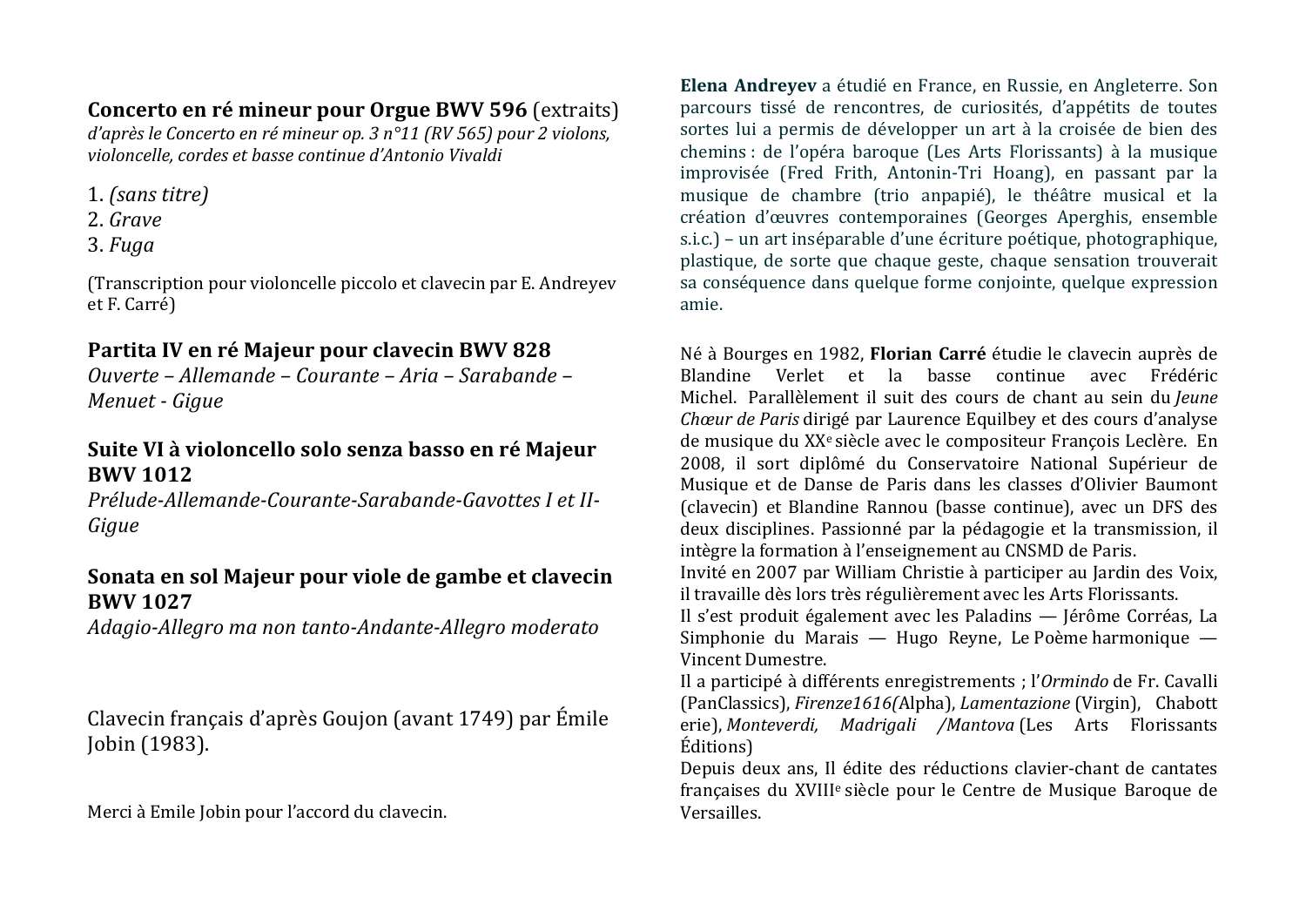**Concerto en ré mineur pour Orgue BWV 596** (extraits)
*d'après le Concerto en ré mineur op. 3 n°11 (RV 565) pour 2 violons, violoncelle, cordes et basse continue d'Antonio Vivaldi*

1. *(sans titre)*
2. *Grave*
3. *Fuga*

(Transcription pour violoncelle piccolo et clavecin par E. Andreyev et F. Carré)

**Partita IV en ré Majeur pour clavecin BWV 828**
*Ouverte – Allemande – Courante – Aria – Sarabande – Menuet - Gigue*

**Suite VI à violoncello solo senza basso en ré Majeur BWV 1012**
*Prélude-Allemande-Courante-Sarabande-Gavottes I et II-Gigue*

**Sonata en sol Majeur pour viole de gambe et clavecin BWV 1027**
*Adagio-Allegro ma non tanto-Andante-Allegro moderato*

Clavecin français d'après Goujon (avant 1749) par Émile Jobin (1983).

Merci à Emile Jobin pour l'accord du clavecin.

**Elena Andreyev** a étudié en France, en Russie, en Angleterre. Son parcours tissé de rencontres, de curiosités, d'appétits de toutes sortes lui a permis de développer un art à la croisée de bien des chemins : de l'opéra baroque (Les Arts Florissants) à la musique improvisée (Fred Frith, Antonin-Tri Hoang), en passant par la musique de chambre (trio anpapié), le théâtre musical et la création d'œuvres contemporaines (Georges Aperghis, ensemble s.i.c.) – un art inséparable d'une écriture poétique, photographique, plastique, de sorte que chaque geste, chaque sensation trouverait sa conséquence dans quelque forme conjointe, quelque expression amie.

Né à Bourges en 1982, **Florian Carré** étudie le clavecin auprès de Blandine Verlet et la basse continue avec Frédéric Michel. Parallèlement il suit des cours de chant au sein du *Jeune Chœur de Paris* dirigé par Laurence Equilbey et des cours d'analyse de musique du XX[e] siècle avec le compositeur François Leclère. En 2008, il sort diplômé du Conservatoire National Supérieur de Musique et de Danse de Paris dans les classes d'Olivier Baumont (clavecin) et Blandine Rannou (basse continue), avec un DFS des deux disciplines. Passionné par la pédagogie et la transmission, il intègre la formation à l'enseignement au CNSMD de Paris.
Invité en 2007 par William Christie à participer au Jardin des Voix, il travaille dès lors très régulièrement avec les Arts Florissants.
Il s'est produit également avec les Paladins — Jérôme Corréas, La Simphonie du Marais — Hugo Reyne, Le Poème harmonique — Vincent Dumestre.
Il a participé à différents enregistrements ; l'*Ormindo* de Fr. Cavalli (PanClassics), *Firenze1616(*Alpha), *Lamentazione* (Virgin), Chabott erie), *Monteverdi, Madrigali /Mantova* (Les Arts Florissants Éditions)
Depuis deux ans, Il édite des réductions clavier-chant de cantates françaises du XVIII[e] siècle pour le Centre de Musique Baroque de Versailles.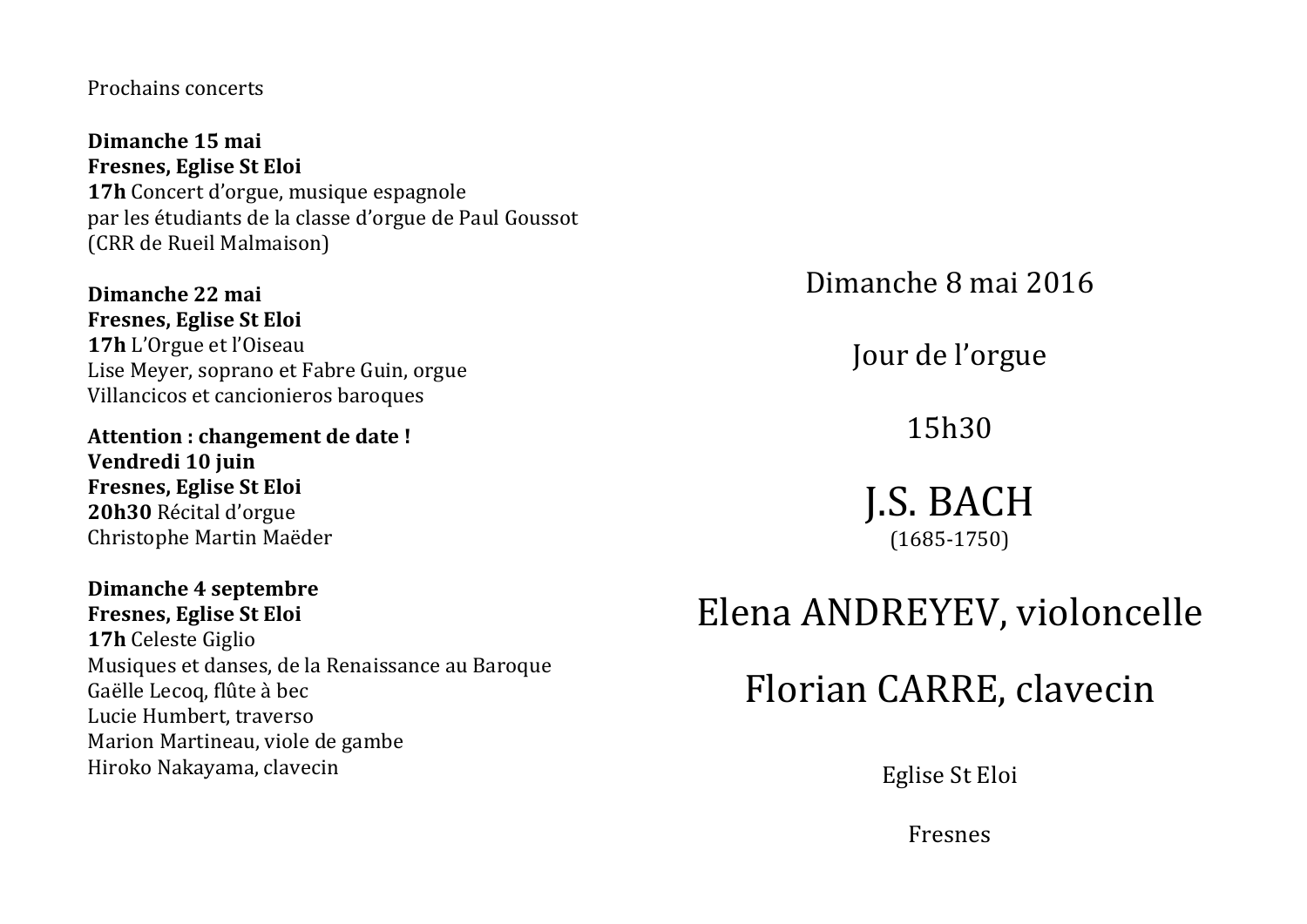Prochains concerts

**Dimanche 15 mai**
**Fresnes, Eglise St Eloi**
**17h** Concert d'orgue, musique espagnole
par les étudiants de la classe d'orgue de Paul Goussot
(CRR de Rueil Malmaison)

**Dimanche 22 mai**
**Fresnes, Eglise St Eloi**
**17h** L'Orgue et l'Oiseau
Lise Meyer, soprano et Fabre Guin, orgue
Villancicos et cancionieros baroques

**Attention : changement de date !**
**Vendredi 10 juin**
**Fresnes, Eglise St Eloi**
**20h30** Récital d'orgue
Christophe Martin Maëder

**Dimanche 4 septembre**
**Fresnes, Eglise St Eloi**
**17h** Celeste Giglio
Musiques et danses, de la Renaissance au Baroque
Gaëlle Lecoq, flûte à bec
Lucie Humbert, traverso
Marion Martineau, viole de gambe
Hiroko Nakayama, clavecin

Dimanche 8 mai 2016

Jour de l'orgue

15h30

# J.S. BACH

(1685-1750)

## Elena ANDREYEV, violoncelle

## Florian CARRE, clavecin

Eglise St Eloi

Fresnes